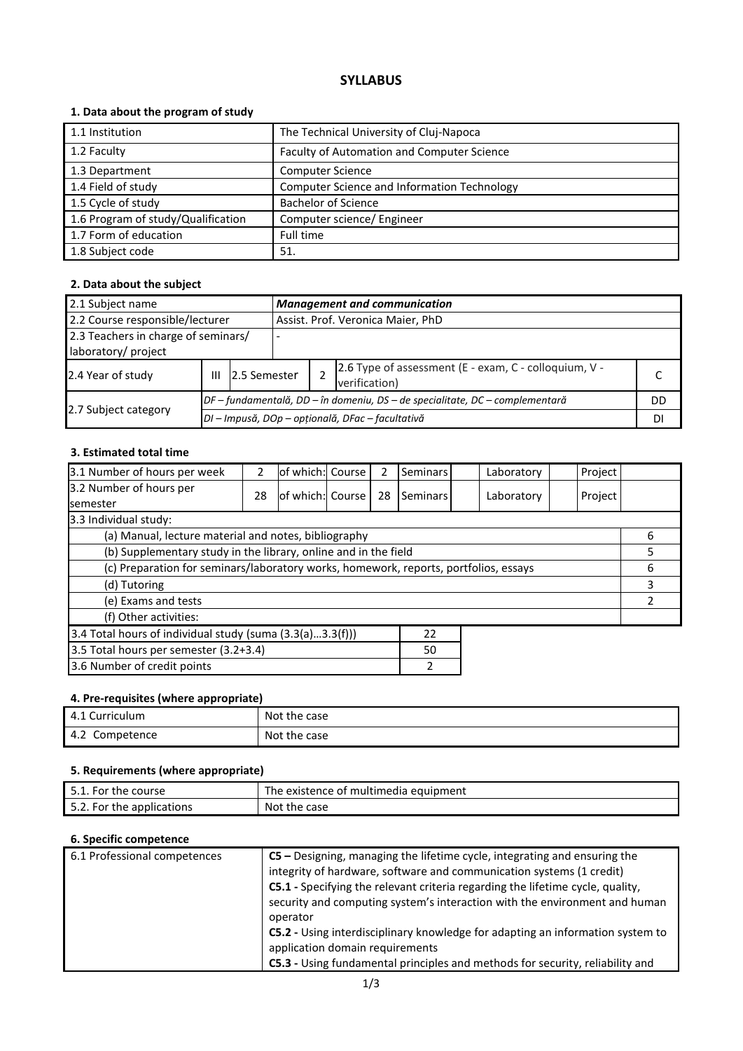# SYLLABUS

### 1. Data about the program of study

| | |
|---|---|
| 1.1 Institution | The Technical University of Cluj-Napoca |
| 1.2 Faculty | Faculty of Automation and Computer Science |
| 1.3 Department | Computer Science |
| 1.4 Field of study | Computer Science and Information Technology |
| 1.5 Cycle of study | Bachelor of Science |
| 1.6 Program of study/Qualification | Computer science/ Engineer |
| 1.7 Form of education | Full time |
| 1.8 Subject code | 51. |

### 2. Data about the subject

| | | | | | |
|---|---|---|---|---|---|
| 2.1 Subject name | ***Management and communication*** | | | | |
| 2.2 Course responsible/lecturer | Assist. Prof. Veronica Maier, PhD | | | | |
| 2.3 Teachers in charge of seminars/ laboratory/ project | - | | | | |
| 2.4 Year of study | III | 2.5 Semester | 2 | 2.6 Type of assessment (E - exam, C - colloquium, V - verification) | C |
| 2.7 Subject category | *DF – fundamentală, DD – în domeniu, DS – de specialitate, DC – complementară* | | | | DD |
| | *DI – Impusă, DOp – opțională, DFac – facultativă* | | | | DI |

### 3. Estimated total time

| | | | | | | | | | |
|---|---|---|---|---|---|---|---|---|---|
| 3.1 Number of hours per week | 2 | of which: Course | 2 | Seminars | | Laboratory | | Project | |
| 3.2 Number of hours per semester | 28 | of which: Course | 28 | Seminars | | Laboratory | | Project | |

| 3.3 Individual study: | |
|---|---|
| (a) Manual, lecture material and notes, bibliography | 6 |
| (b) Supplementary study in the library, online and in the field | 5 |
| (c) Preparation for seminars/laboratory works, homework, reports, portfolios, essays | 6 |
| (d) Tutoring | 3 |
| (e) Exams and tests | 2 |
| (f) Other activities: | |

| | |
|---|---|
| 3.4 Total hours of individual study (suma (3.3(a)…3.3(f))) | 22 |
| 3.5 Total hours per semester (3.2+3.4) | 50 |
| 3.6 Number of credit points | 2 |

### 4. Pre-requisites (where appropriate)

| | |
|---|---|
| 4.1 Curriculum | Not the case |
| 4.2 Competence | Not the case |

### 5. Requirements (where appropriate)

| | |
|---|---|
| 5.1. For the course | The existence of multimedia equipment |
| 5.2. For the applications | Not the case |

### 6. Specific competence

| | |
|---|---|
| 6.1 Professional competences | **C5 –** Designing, managing the lifetime cycle, integrating and ensuring the integrity of hardware, software and communication systems (1 credit)<br>**C5.1 -** Specifying the relevant criteria regarding the lifetime cycle, quality, security and computing system's interaction with the environment and human operator<br>**C5.2 -** Using interdisciplinary knowledge for adapting an information system to application domain requirements<br>**C5.3 -** Using fundamental principles and methods for security, reliability and |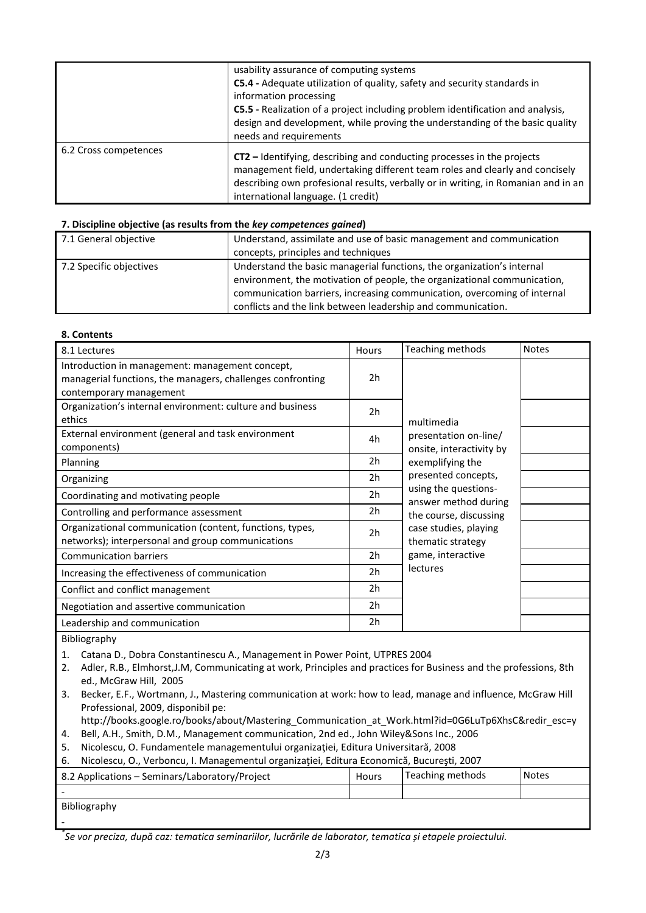| | |
|---|---|
| | usability assurance of computing systems<br>**C5.4 -** Adequate utilization of quality, safety and security standards in information processing<br>**C5.5 -** Realization of a project including problem identification and analysis, design and development, while proving the understanding of the basic quality needs and requirements |
| 6.2 Cross competences | **CT2 –** Identifying, describing and conducting processes in the projects management field, undertaking different team roles and clearly and concisely describing own profesional results, verbally or in writing, in Romanian and in an international language. (1 credit) |

### 7. Discipline objective (as results from the *key competences gained*)

| | |
|---|---|
| 7.1 General objective | Understand, assimilate and use of basic management and communication concepts, principles and techniques |
| 7.2 Specific objectives | Understand the basic managerial functions, the organization's internal environment, the motivation of people, the organizational communication, communication barriers, increasing communication, overcoming of internal conflicts and the link between leadership and communication. |

### 8. Contents

| 8.1 Lectures | Hours | Teaching methods | Notes |
|---|---|---|---|
| Introduction in management: management concept, managerial functions, the managers, challenges confronting contemporary management | 2h | multimedia presentation on-line/ onsite, interactivity by exemplifying the presented concepts, using the questions-answer method during the course, discussing case studies, playing thematic strategy game, interactive lectures | |
| Organization's internal environment: culture and business ethics | 2h | | |
| External environment (general and task environment components) | 4h | | |
| Planning | 2h | | |
| Organizing | 2h | | |
| Coordinating and motivating people | 2h | | |
| Controlling and performance assessment | 2h | | |
| Organizational communication (content, functions, types, networks); interpersonal and group communications | 2h | | |
| Communication barriers | 2h | | |
| Increasing the effectiveness of communication | 2h | | |
| Conflict and conflict management | 2h | | |
| Negotiation and assertive communication | 2h | | |
| Leadership and communication | 2h | | |

Bibliography

1. Catana D., Dobra Constantinescu A., Management in Power Point, UTPRES 2004
2. Adler, R.B., Elmhorst,J.M, Communicating at work, Principles and practices for Business and the professions, 8th ed., McGraw Hill, 2005
3. Becker, E.F., Wortmann, J., Mastering communication at work: how to lead, manage and influence, McGraw Hill Professional, 2009, disponibil pe: http://books.google.ro/books/about/Mastering_Communication_at_Work.html?id=0G6LuTp6XhsC&redir_esc=y
4. Bell, A.H., Smith, D.M., Management communication, 2nd ed., John Wiley&Sons Inc., 2006
5. Nicolescu, O. Fundamentele managementului organizaţiei, Editura Universitară, 2008
6. Nicolescu, O., Verboncu, I. Managementul organizaţiei, Editura Economică, Bucureşti, 2007

| 8.2 Applications – Seminars/Laboratory/Project | Hours | Teaching methods | Notes |
|---|---|---|---|
| - | | | |

Bibliography

-

\* *Se vor preciza, după caz: tematica seminariilor, lucrările de laborator, tematica și etapele proiectului.*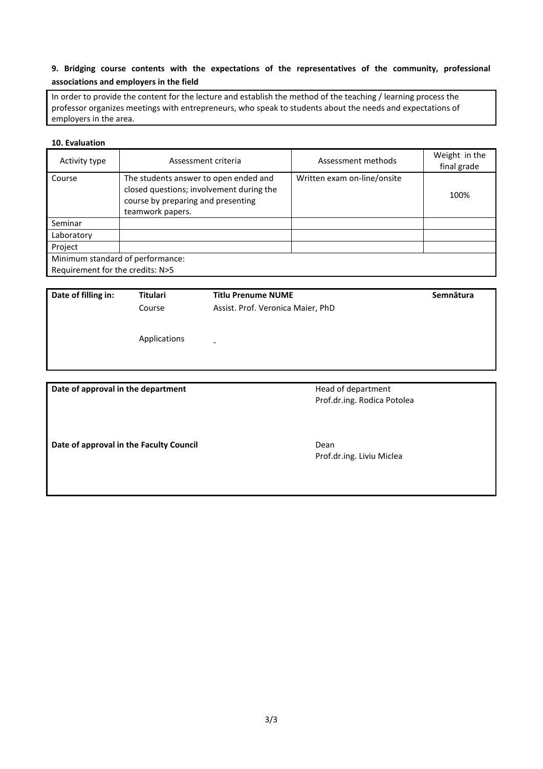**9. Bridging course contents with the expectations of the representatives of the community, professional associations and employers in the field**

In order to provide the content for the lecture and establish the method of the teaching / learning process the professor organizes meetings with entrepreneurs, who speak to students about the needs and expectations of employers in the area.

**10. Evaluation**

| Activity type | Assessment criteria | Assessment methods | Weight in the final grade |
|---|---|---|---|
| Course | The students answer to open ended and closed questions; involvement during the course by preparing and presenting teamwork papers. | Written exam on-line/onsite | 100% |
| Seminar | | | |
| Laboratory | | | |
| Project | | | |
| Minimum standard of performance: Requirement for the credits: N>5 | | | |

| Date of filling in: | Titulari | Titlu Prenume NUME | Semnătura |
|---|---|---|---|
| | Course | Assist. Prof. Veronica Maier, PhD | |
| | Applications | - | |

| | |
|---|---|
| **Date of approval in the department** | Head of department Prof.dr.ing. Rodica Potolea |
| **Date of approval in the Faculty Council** | Dean Prof.dr.ing. Liviu Miclea |